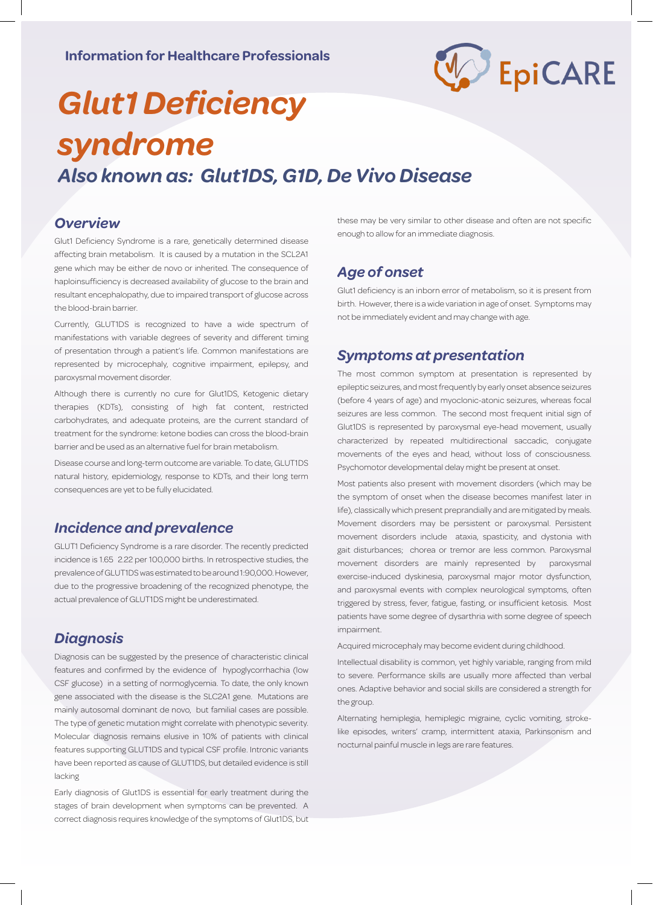Information for Healthcare Professionals

EpiCARE

# Glut1 Deficiency syndrome

## Also known as: Glut1DS, G1D, De Vivo Disease

### Overview

Glut1 Deficiency Syndrome is a rare, genetically determined disease affecting brain metabolism. It is caused by a mutation in the SCL2A1 gene which may be either de novo or inherited. The consequence of haploinsufficiency is decreased availability of glucose to the brain and resultant encephalopathy, due to impaired transport of glucose across the blood-brain barrier.

Currently, GLUT1DS is recognized to have a wide spectrum of manifestations with variable degrees of severity and different timing of presentation through a patient's life. Common manifestations are represented by microcephaly, cognitive impairment, epilepsy, and paroxysmal movement disorder.

Although there is currently no cure for Glut1DS, Ketogenic dietary therapies (KDTs), consisting of high fat content, restricted carbohydrates, and adequate proteins, are the current standard of treatment for the syndrome: ketone bodies can cross the blood-brain barrier and be used as an alternative fuel for brain metabolism.

Disease course and long-term outcome are variable. To date, GLUT1DS natural history, epidemiology, response to KDTs, and their long term consequences are yet to be fully elucidated.

### Incidence and prevalence

GLUT1 Deficiency Syndrome is a rare disorder. The recently predicted incidence is 1.65 2.22 per 100,000 births. In retrospective studies, the prevalence of GLUT1DS was estimated to be around 1:90,000. However, due to the progressive broadening of the recognized phenotype, the actual prevalence of GLUT1DS might be underestimated.

### Diagnosis

Diagnosis can be suggested by the presence of characteristic clinical features and confirmed by the evidence of hypoglycorrhachia (low CSF glucose) in a setting of normoglycemia. To date, the only known gene associated with the disease is the SLC2A1 gene. Mutations are mainly autosomal dominant de novo, but familial cases are possible. The type of genetic mutation might correlate with phenotypic severity. Molecular diagnosis remains elusive in 10% of patients with clinical features supporting GLUT1DS and typical CSF profile. Intronic variants have been reported as cause of GLUT1DS, but detailed evidence is still lacking

Early diagnosis of Glut1DS is essential for early treatment during the stages of brain development when symptoms can be prevented. A correct diagnosis requires knowledge of the symptoms of Glut1DS, but these may be very similar to other disease and often are not specific enough to allow for an immediate diagnosis.

### Age of onset

Glut1 deficiency is an inborn error of metabolism, so it is present from birth. However, there is a wide variation in age of onset. Symptoms may not be immediately evident and may change with age.

### Symptoms at presentation

The most common symptom at presentation is represented by epileptic seizures, and most frequently by early onset absence seizures (before 4 years of age) and myoclonic-atonic seizures, whereas focal seizures are less common. The second most frequent initial sign of Glut1DS is represented by paroxysmal eye-head movement, usually characterized by repeated multidirectional saccadic, conjugate movements of the eyes and head, without loss of consciousness. Psychomotor developmental delay might be present at onset.

Most patients also present with movement disorders (which may be the symptom of onset when the disease becomes manifest later in life), classically which present preprandially and are mitigated by meals. Movement disorders may be persistent or paroxysmal. Persistent movement disorders include ataxia, spasticity, and dystonia with gait disturbances; chorea or tremor are less common. Paroxysmal movement disorders are mainly represented by paroxysmal exercise-induced dyskinesia, paroxysmal major motor dysfunction, and paroxysmal events with complex neurological symptoms, often triggered by stress, fever, fatigue, fasting, or insufficient ketosis. Most patients have some degree of dysarthria with some degree of speech impairment.

Acquired microcephaly may become evident during childhood.

Intellectual disability is common, yet highly variable, ranging from mild to severe. Performance skills are usually more affected than verbal ones. Adaptive behavior and social skills are considered a strength for the group.

Alternating hemiplegia, hemiplegic migraine, cyclic vomiting, stroke-like episodes, writers' cramp, intermittent ataxia, Parkinsonism and nocturnal painful muscle in legs are rare features.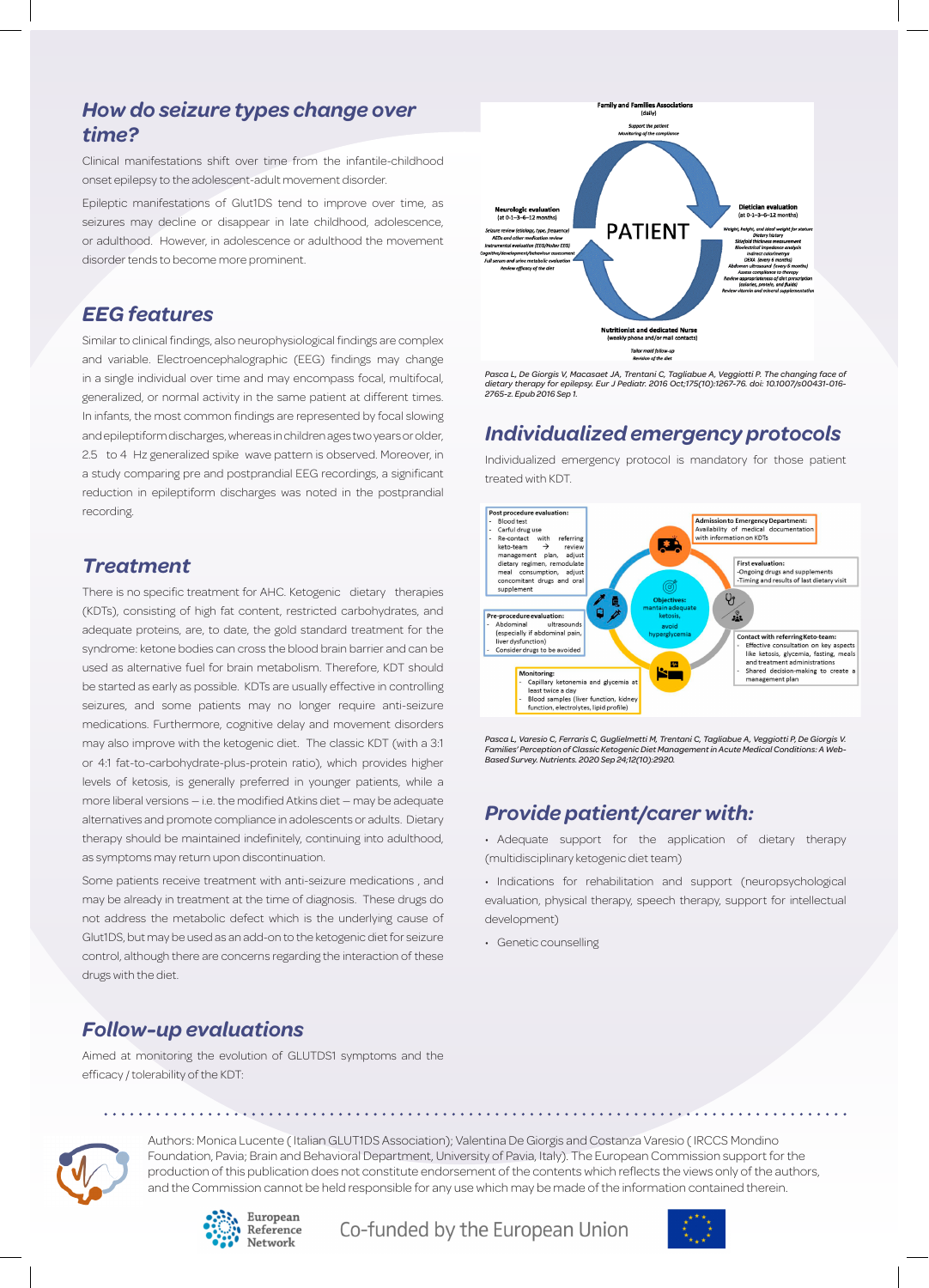## How do seizure types change over time?

Clinical manifestations shift over time from the infantile-childhood onset epilepsy to the adolescent-adult movement disorder.

Epileptic manifestations of Glut1DS tend to improve over time, as seizures may decline or disappear in late childhood, adolescence, or adulthood. However, in adolescence or adulthood the movement disorder tends to become more prominent.

## EEG features

Similar to clinical findings, also neurophysiological findings are complex and variable. Electroencephalographic (EEG) findings may change in a single individual over time and may encompass focal, multifocal, generalized, or normal activity in the same patient at different times. In infants, the most common findings are represented by focal slowing and epileptiform discharges, whereas in children ages two years or older, 2.5 to 4 Hz generalized spike wave pattern is observed. Moreover, in a study comparing pre and postprandial EEG recordings, a significant reduction in epileptiform discharges was noted in the postprandial recording.

## Treatment

There is no specific treatment for AHC. Ketogenic dietary therapies (KDTs), consisting of high fat content, restricted carbohydrates, and adequate proteins, are, to date, the gold standard treatment for the syndrome: ketone bodies can cross the blood brain barrier and can be used as alternative fuel for brain metabolism. Therefore, KDT should be started as early as possible. KDTs are usually effective in controlling seizures, and some patients may no longer require anti-seizure medications. Furthermore, cognitive delay and movement disorders may also improve with the ketogenic diet. The classic KDT (with a 3:1 or 4:1 fat-to-carbohydrate-plus-protein ratio), which provides higher levels of ketosis, is generally preferred in younger patients, while a more liberal versions – i.e. the modified Atkins diet – may be adequate alternatives and promote compliance in adolescents or adults. Dietary therapy should be maintained indefinitely, continuing into adulthood, as symptoms may return upon discontinuation.

Some patients receive treatment with anti-seizure medications , and may be already in treatment at the time of diagnosis. These drugs do not address the metabolic defect which is the underlying cause of Glut1DS, but may be used as an add-on to the ketogenic diet for seizure control, although there are concerns regarding the interaction of these drugs with the diet.

## Follow-up evaluations

Aimed at monitoring the evolution of GLUTDS1 symptoms and the efficacy / tolerability of the KDT:

*Pasca L, De Giorgis V, Macasaet JA, Trentani C, Tagliabue A, Veggiotti P. The changing face of dietary therapy for epilepsy. Eur J Pediatr. 2016 Oct;175(10):1267-76. doi: 10.1007/s00431-016-2765-z. Epub 2016 Sep 1.*

## Individualized emergency protocols

Individualized emergency protocol is mandatory for those patient treated with KDT.

*Pasca L, Varesio C, Ferraris C, Guglielmetti M, Trentani C, Tagliabue A, Veggiotti P, De Giorgis V. Families' Perception of Classic Ketogenic Diet Management in Acute Medical Conditions: A Web-Based Survey. Nutrients. 2020 Sep 24;12(10):2920.*

## Provide patient/carer with:

- Adequate support for the application of dietary therapy (multidisciplinary ketogenic diet team)
- Indications for rehabilitation and support (neuropsychological evaluation, physical therapy, speech therapy, support for intellectual development)
- Genetic counselling

Authors: Monica Lucente ( Italian GLUT1DS Association); Valentina De Giorgis and Costanza Varesio ( IRCCS Mondino Foundation, Pavia; Brain and Behavioral Department, University of Pavia, Italy). The European Commission support for the production of this publication does not constitute endorsement of the contents which reflects the views only of the authors, and the Commission cannot be held responsible for any use which may be made of the information contained therein.

European Reference Network

Co-funded by the European Union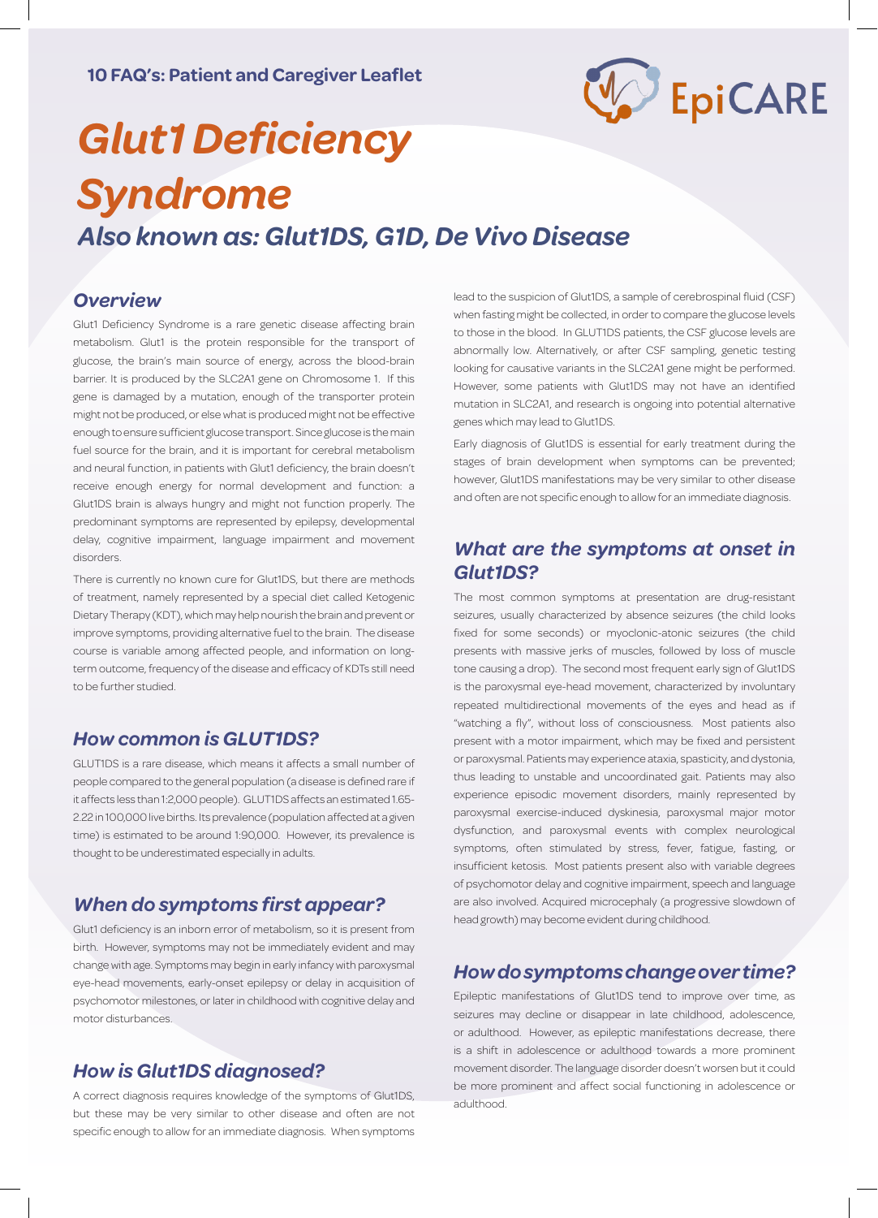**10 FAQ's: Patient and Caregiver Leaflet**

# *Glut1 Deficiency Syndrome*

## *Also known as: Glut1DS, G1D, De Vivo Disease*

### *Overview*

Glut1 Deficiency Syndrome is a rare genetic disease affecting brain metabolism. Glut1 is the protein responsible for the transport of glucose, the brain's main source of energy, across the blood-brain barrier. It is produced by the SLC2A1 gene on Chromosome 1. If this gene is damaged by a mutation, enough of the transporter protein might not be produced, or else what is produced might not be effective enough to ensure sufficient glucose transport. Since glucose is the main fuel source for the brain, and it is important for cerebral metabolism and neural function, in patients with Glut1 deficiency, the brain doesn't receive enough energy for normal development and function: a Glut1DS brain is always hungry and might not function properly. The predominant symptoms are represented by epilepsy, developmental delay, cognitive impairment, language impairment and movement disorders.

There is currently no known cure for Glut1DS, but there are methods of treatment, namely represented by a special diet called Ketogenic Dietary Therapy (KDT), which may help nourish the brain and prevent or improve symptoms, providing alternative fuel to the brain. The disease course is variable among affected people, and information on long-term outcome, frequency of the disease and efficacy of KDTs still need to be further studied.

### *How common is GLUT1DS?*

GLUT1DS is a rare disease, which means it affects a small number of people compared to the general population (a disease is defined rare if it affects less than 1:2,000 people). GLUT1DS affects an estimated 1.65-2.22 in 100,000 live births. Its prevalence (population affected at a given time) is estimated to be around 1:90,000. However, its prevalence is thought to be underestimated especially in adults.

### *When do symptoms first appear?*

Glut1 deficiency is an inborn error of metabolism, so it is present from birth. However, symptoms may not be immediately evident and may change with age. Symptoms may begin in early infancy with paroxysmal eye-head movements, early-onset epilepsy or delay in acquisition of psychomotor milestones, or later in childhood with cognitive delay and motor disturbances.

### *How is Glut1DS diagnosed?*

A correct diagnosis requires knowledge of the symptoms of Glut1DS, but these may be very similar to other disease and often are not specific enough to allow for an immediate diagnosis. When symptoms lead to the suspicion of Glut1DS, a sample of cerebrospinal fluid (CSF) when fasting might be collected, in order to compare the glucose levels to those in the blood. In GLUT1DS patients, the CSF glucose levels are abnormally low. Alternatively, or after CSF sampling, genetic testing looking for causative variants in the SLC2A1 gene might be performed. However, some patients with Glut1DS may not have an identified mutation in SLC2A1, and research is ongoing into potential alternative genes which may lead to Glut1DS.

Early diagnosis of Glut1DS is essential for early treatment during the stages of brain development when symptoms can be prevented; however, Glut1DS manifestations may be very similar to other disease and often are not specific enough to allow for an immediate diagnosis.

### *What are the symptoms at onset in Glut1DS?*

The most common symptoms at presentation are drug-resistant seizures, usually characterized by absence seizures (the child looks fixed for some seconds) or myoclonic-atonic seizures (the child presents with massive jerks of muscles, followed by loss of muscle tone causing a drop). The second most frequent early sign of Glut1DS is the paroxysmal eye-head movement, characterized by involuntary repeated multidirectional movements of the eyes and head as if "watching a fly", without loss of consciousness. Most patients also present with a motor impairment, which may be fixed and persistent or paroxysmal. Patients may experience ataxia, spasticity, and dystonia, thus leading to unstable and uncoordinated gait. Patients may also experience episodic movement disorders, mainly represented by paroxysmal exercise-induced dyskinesia, paroxysmal major motor dysfunction, and paroxysmal events with complex neurological symptoms, often stimulated by stress, fever, fatigue, fasting, or insufficient ketosis. Most patients present also with variable degrees of psychomotor delay and cognitive impairment, speech and language are also involved. Acquired microcephaly (a progressive slowdown of head growth) may become evident during childhood.

### *How do symptoms change over time?*

Epileptic manifestations of Glut1DS tend to improve over time, as seizures may decline or disappear in late childhood, adolescence, or adulthood. However, as epileptic manifestations decrease, there is a shift in adolescence or adulthood towards a more prominent movement disorder. The language disorder doesn't worsen but it could be more prominent and affect social functioning in adolescence or adulthood.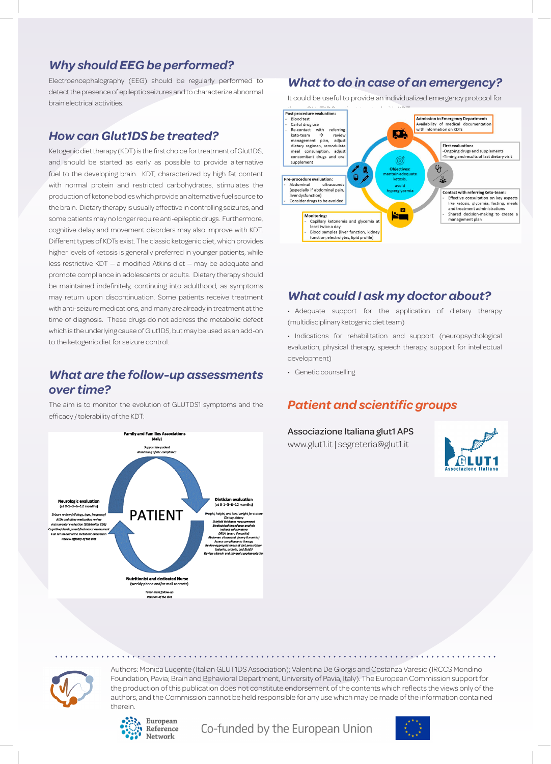## Why should EEG be performed?

Electroencephalography (EEG) should be regularly performed to detect the presence of epileptic seizures and to characterize abnormal brain electrical activities.

## How can Glut1DS be treated?

Ketogenic diet therapy (KDT) is the first choice for treatment of Glut1DS, and should be started as early as possible to provide alternative fuel to the developing brain. KDT, characterized by high fat content with normal protein and restricted carbohydrates, stimulates the production of ketone bodies which provide an alternative fuel source to the brain. Dietary therapy is usually effective in controlling seizures, and some patients may no longer require anti-epileptic drugs. Furthermore, cognitive delay and movement disorders may also improve with KDT. Different types of KDTs exist. The classic ketogenic diet, which provides higher levels of ketosis is generally preferred in younger patients, while less restrictive KDT – a modified Atkins diet – may be adequate and promote compliance in adolescents or adults. Dietary therapy should be maintained indefinitely, continuing into adulthood, as symptoms may return upon discontinuation. Some patients receive treatment with anti-seizure medications, and many are already in treatment at the time of diagnosis. These drugs do not address the metabolic defect which is the underlying cause of Glut1DS, but may be used as an add-on to the ketogenic diet for seizure control.

## What are the follow-up assessments over time?

The aim is to monitor the evolution of GLUTDS1 symptoms and the efficacy / tolerability of the KDT:

Family and Families Associations (daily)
Support the patient
Monitoring of the compliance

PATIENT

Neurologic evaluation (at 0-1-3-6-12 months)
Seizure review (etiology, type, frequency)
AEDs and other medication review
Instrumental evaluation (EEG/Holter EEG)
Cognitive/development/behaviour assessment
Full serum and urine metabolic evaluation
Review efficacy of the diet

Dietician evaluation (at 0-1-3-6-12 months)
Weight, height, and ideal weight for stature
Dietary history
Skinfold thickness measurement
Bioelectrical impedance analysis
Indirect calorimetry
DEXA (every 6 months)
Abdomen ultrasound (every 6 months)
Assess compliance to therapy
Review appropriateness of diet prescription (calories, protein, and fluids)
Review vitamin and mineral supplementation

Nutritionist and dedicated Nurse (weekly phone and/or mail contacts)
Tailor made follow-up
Revision of the diet

## What to do in case of an emergency?

It could be useful to provide an individualized emergency protocol for those GLUT1DS patients treated with KDT.

Post procedure evaluation:
- Blood test
- Carful drug use
- Re-contact with referring keto-team → review management plan, adjust dietary regimen, remodulate meal consumption, adjust concomitant drugs and oral supplement

Admission to Emergency Department:
Availability of medical documentation with information on KDTs

First evaluation:
- Ongoing drugs and supplements
- Timing and results of last dietary visit

Objectives: mantain adequate ketosis, avoid hyperglycemia

Pre-procedure evaluation:
- Abdominal ultrasounds (especially if abdominal pain, liver dysfunction)
- Consider drugs to be avoided

Contact with referring Keto-team:
- Effective consultation on key aspects like ketosis, glycemia, fasting, meals and treatment administrations
- Shared decision-making to create a management plan

Monitoring:
- Capillary ketonemia and glycemia at least twice a day
- Blood samples (liver function, kidney function, electrolytes, lipid profile)

## What could I ask my doctor about?

- Adequate support for the application of dietary therapy (multidisciplinary ketogenic diet team)
- Indications for rehabilitation and support (neuropsychological evaluation, physical therapy, speech therapy, support for intellectual development)
- Genetic counselling

## Patient and scientific groups

Associazione Italiana glut1 APS
www.glut1.it | segreteria@glut1.it

GLUT1 Associazione Italiana

Authors: Monica Lucente (Italian GLUT1DS Association); Valentina De Giorgis and Costanza Varesio (IRCCS Mondino Foundation, Pavia; Brain and Behavioral Department, University of Pavia, Italy). The European Commission support for the production of this publication does not constitute endorsement of the contents which reflects the views only of the authors, and the Commission cannot be held responsible for any use which may be made of the information contained therein.

European Reference Network

Co-funded by the European Union